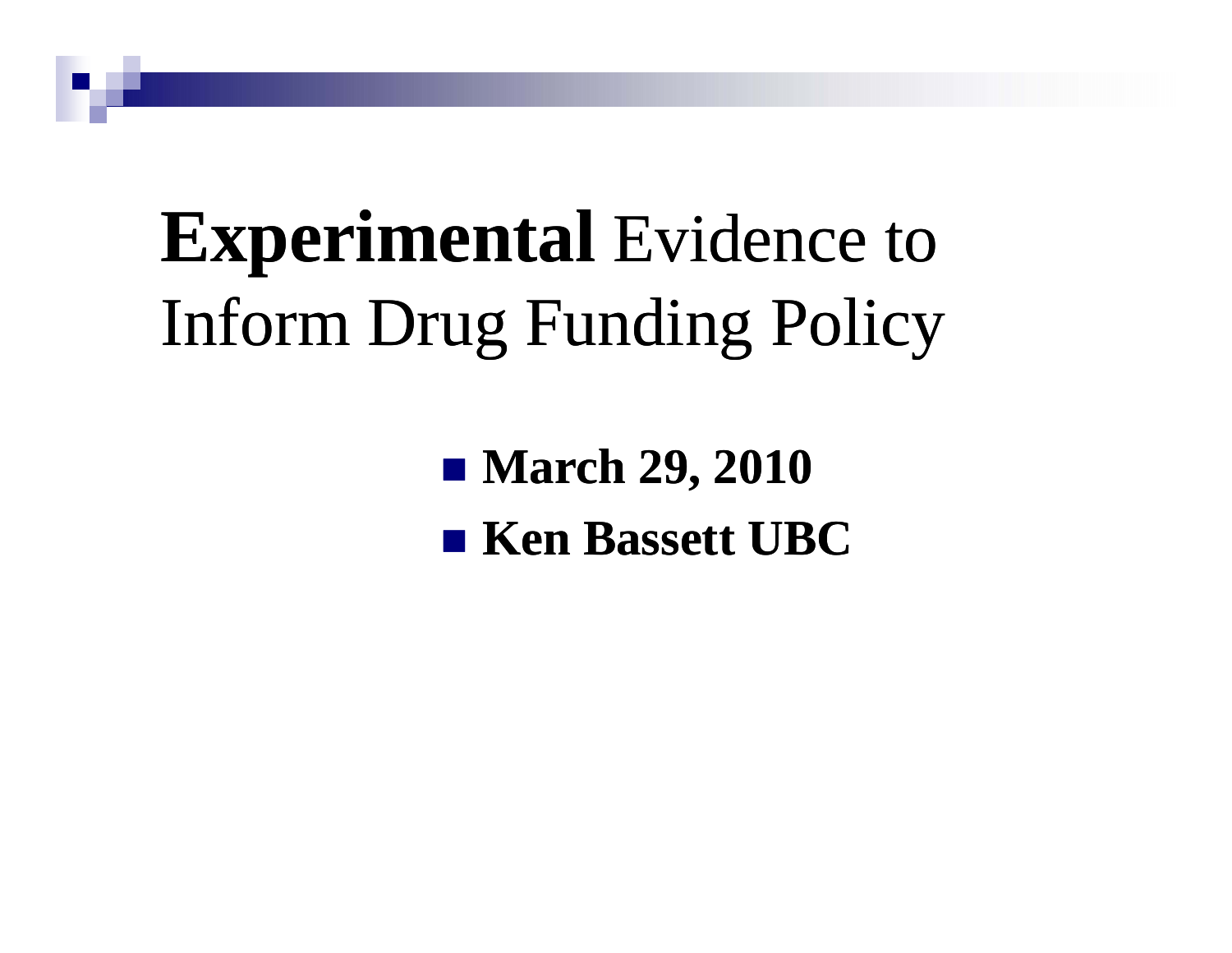# **Experimental** Evidence to Inform Drug Funding Policy

- **March 29, 2010**
- **Ken Bassett UBC**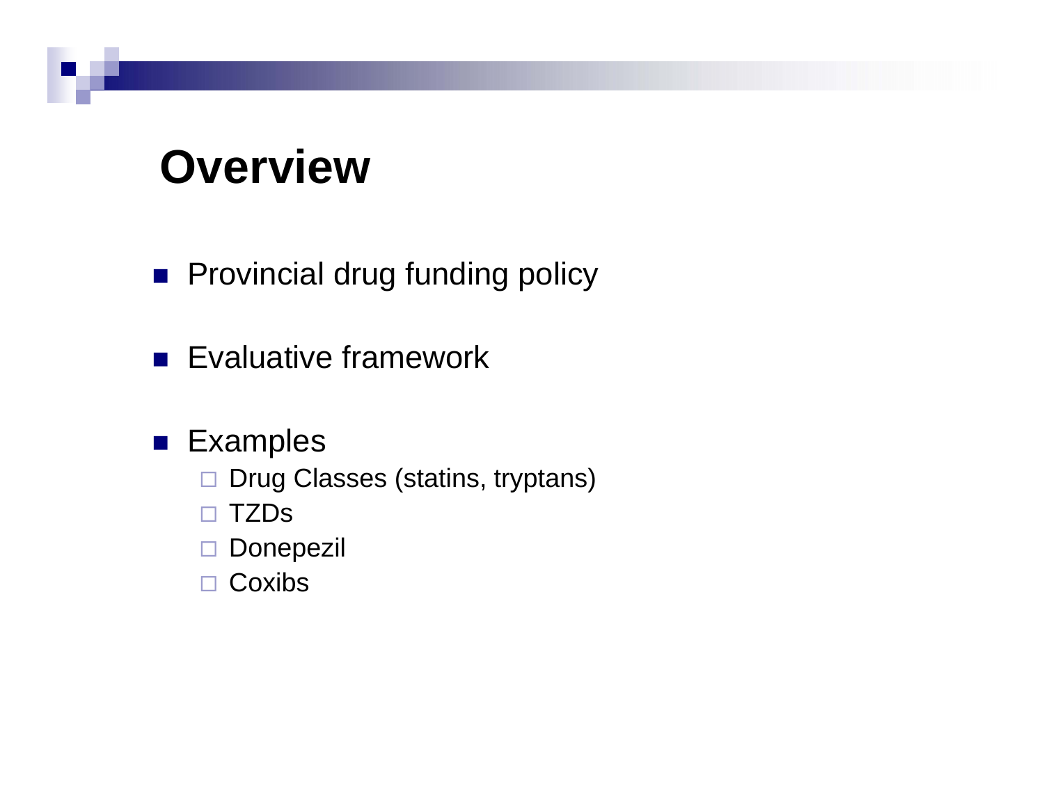# Overview

- Provincial drug funding policy
- Evaluative framework
- Examples
  - Drug Classes (statins, tryptans)
  - TZDs
  - Donepezil
  - Coxibs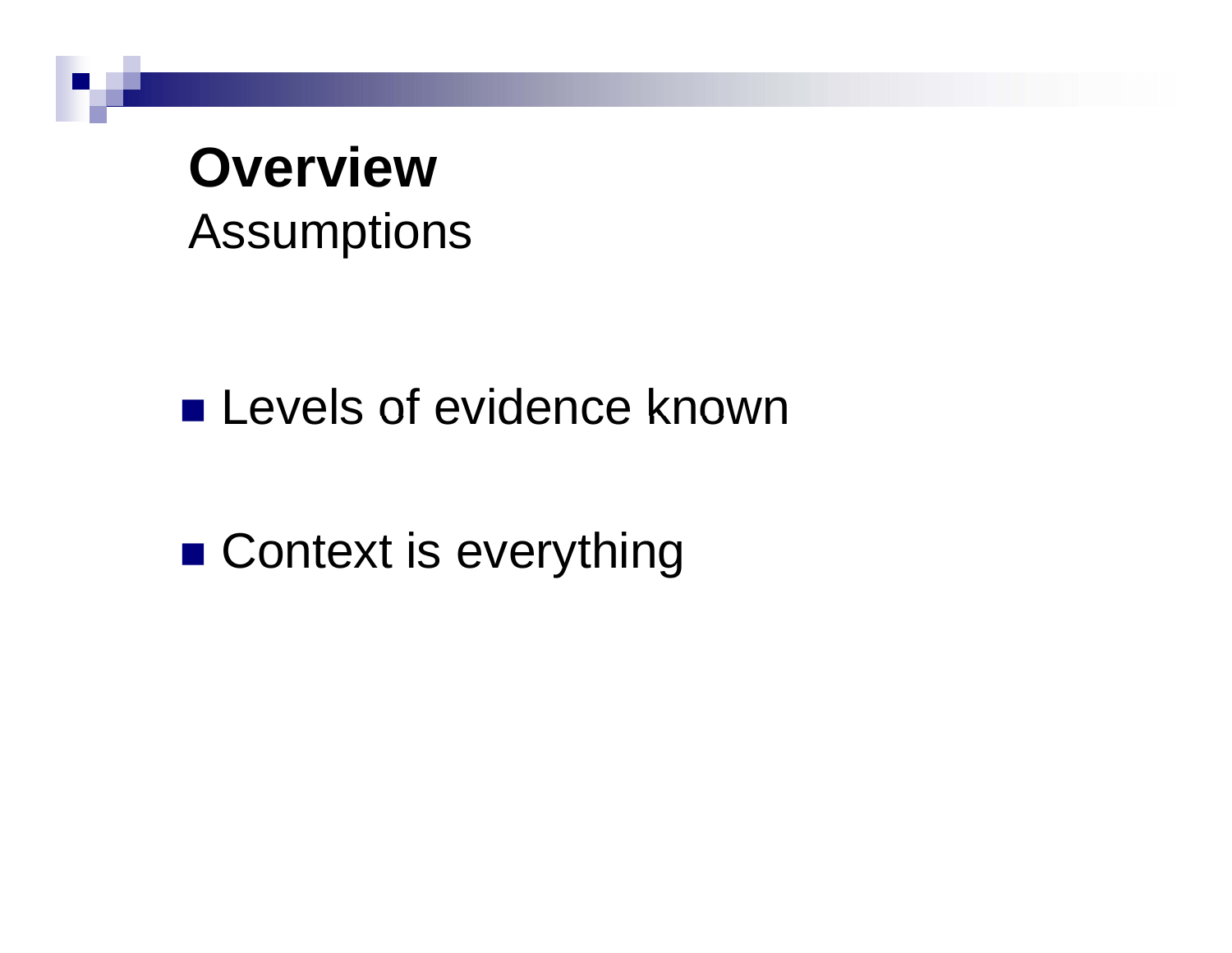# Overview

## Assumptions

- Levels of evidence known
- Context is everything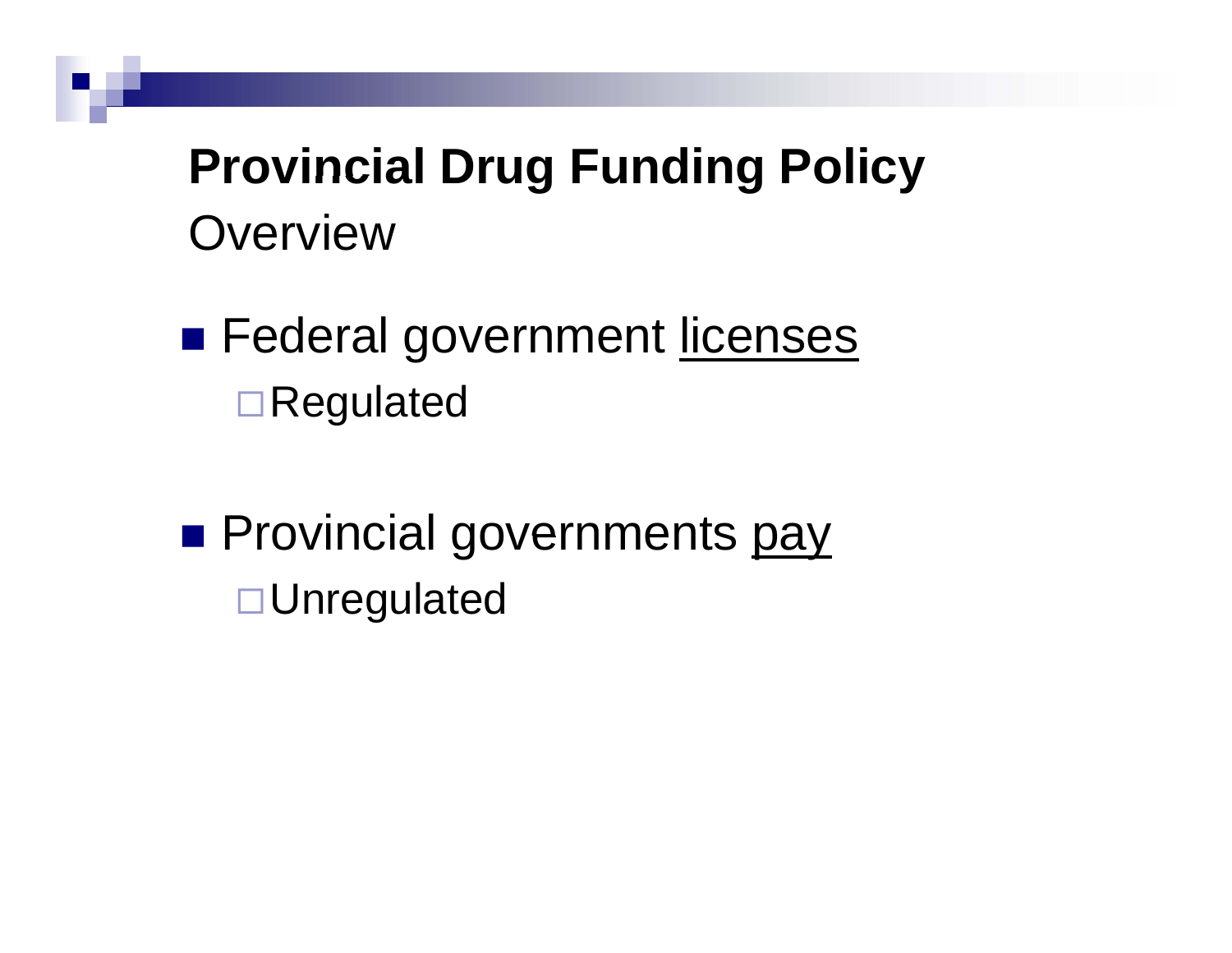## **Provincial Drug Funding Policy**

Overview

- Federal government <u>licenses</u>
  - Regulated
- Provincial governments <u>pay</u>
  - Unregulated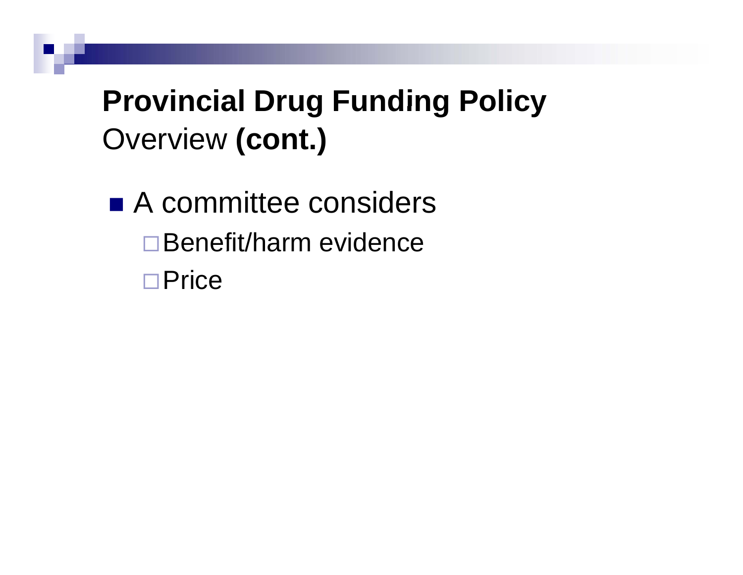## **Provincial Drug Funding Policy**
Overview **(cont.)**

- A committee considers
  - Benefit/harm evidence
  - Price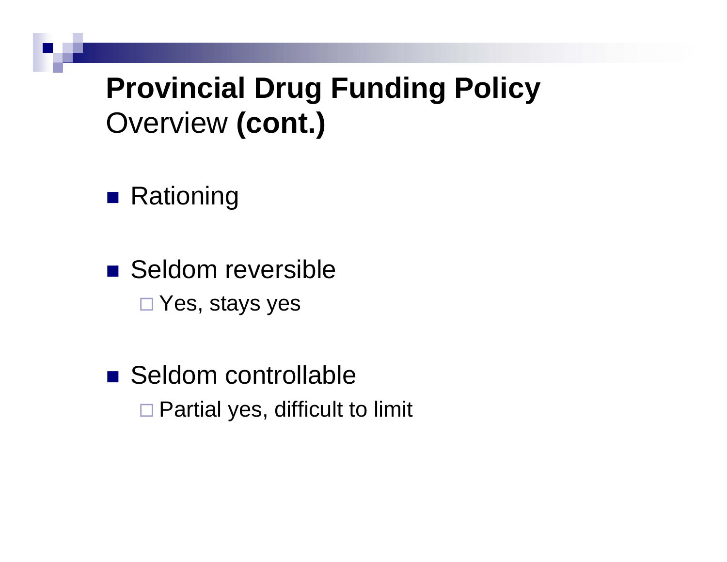# **Provincial Drug Funding Policy** Overview **(cont.)**

- Rationing
- Seldom reversible
  - Yes, stays yes
- Seldom controllable
  - Partial yes, difficult to limit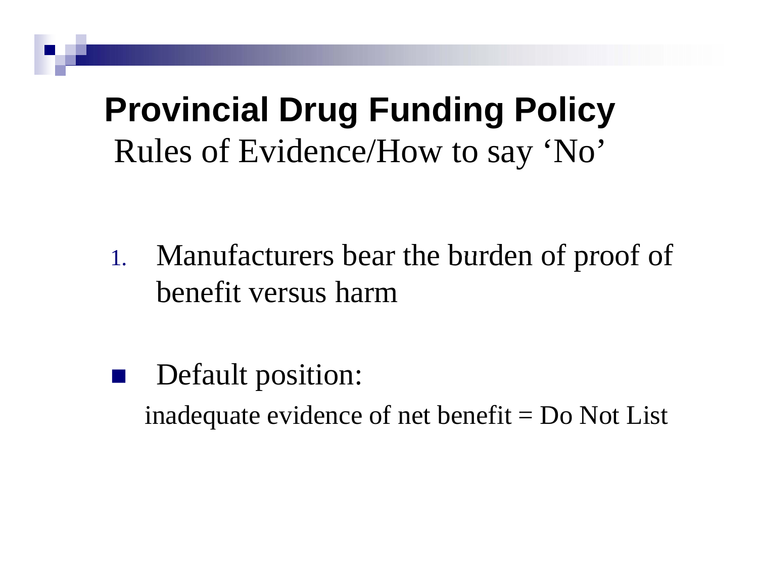# Provincial Drug Funding Policy

## Rules of Evidence/How to say ‘No’

1. Manufacturers bear the burden of proof of benefit versus harm

- Default position:

  inadequate evidence of net benefit = Do Not List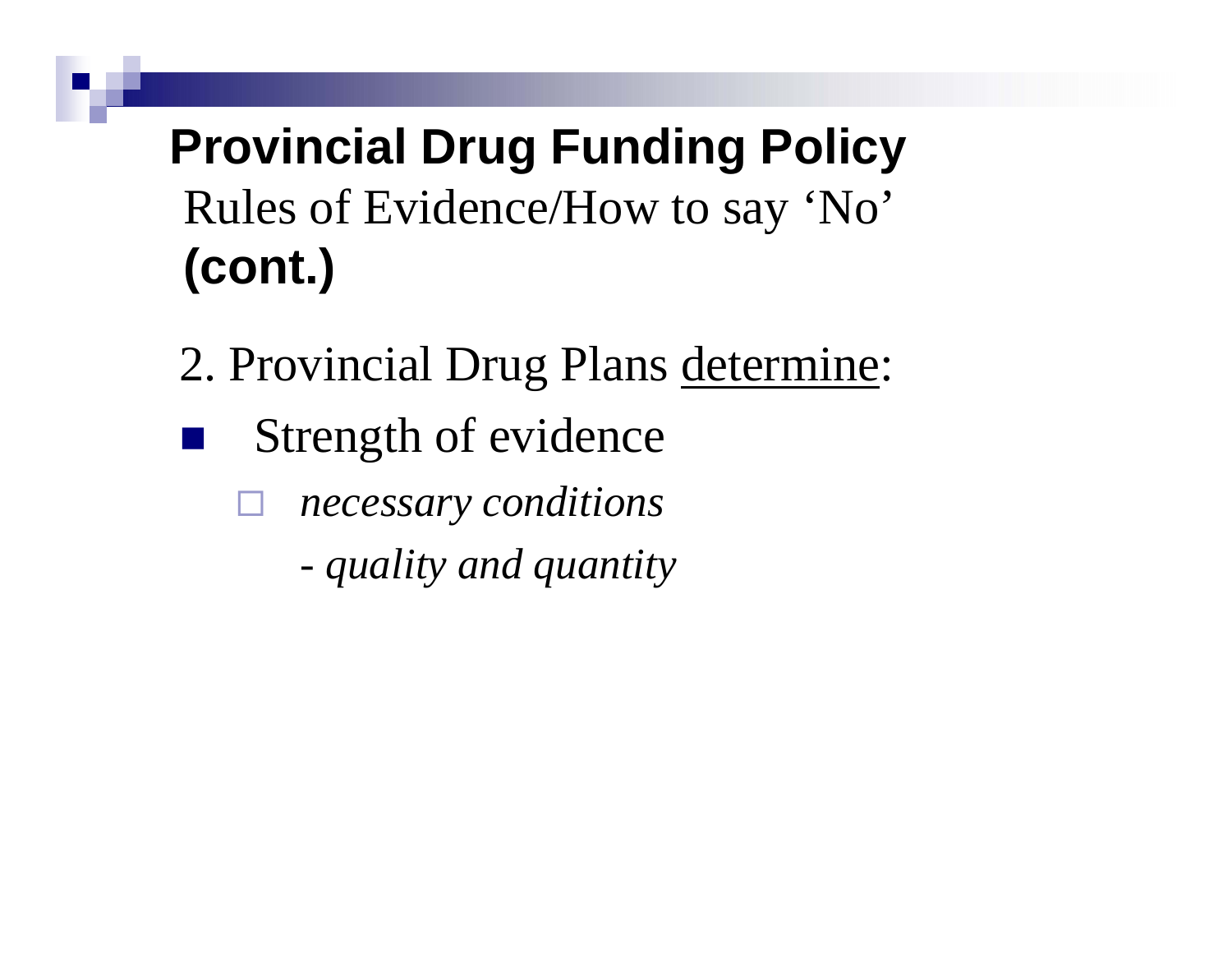## Provincial Drug Funding Policy

Rules of Evidence/How to say 'No'

**(cont.)**

2. Provincial Drug Plans <u>determine</u>:

- Strength of evidence
  - *necessary conditions*

    - *quality and quantity*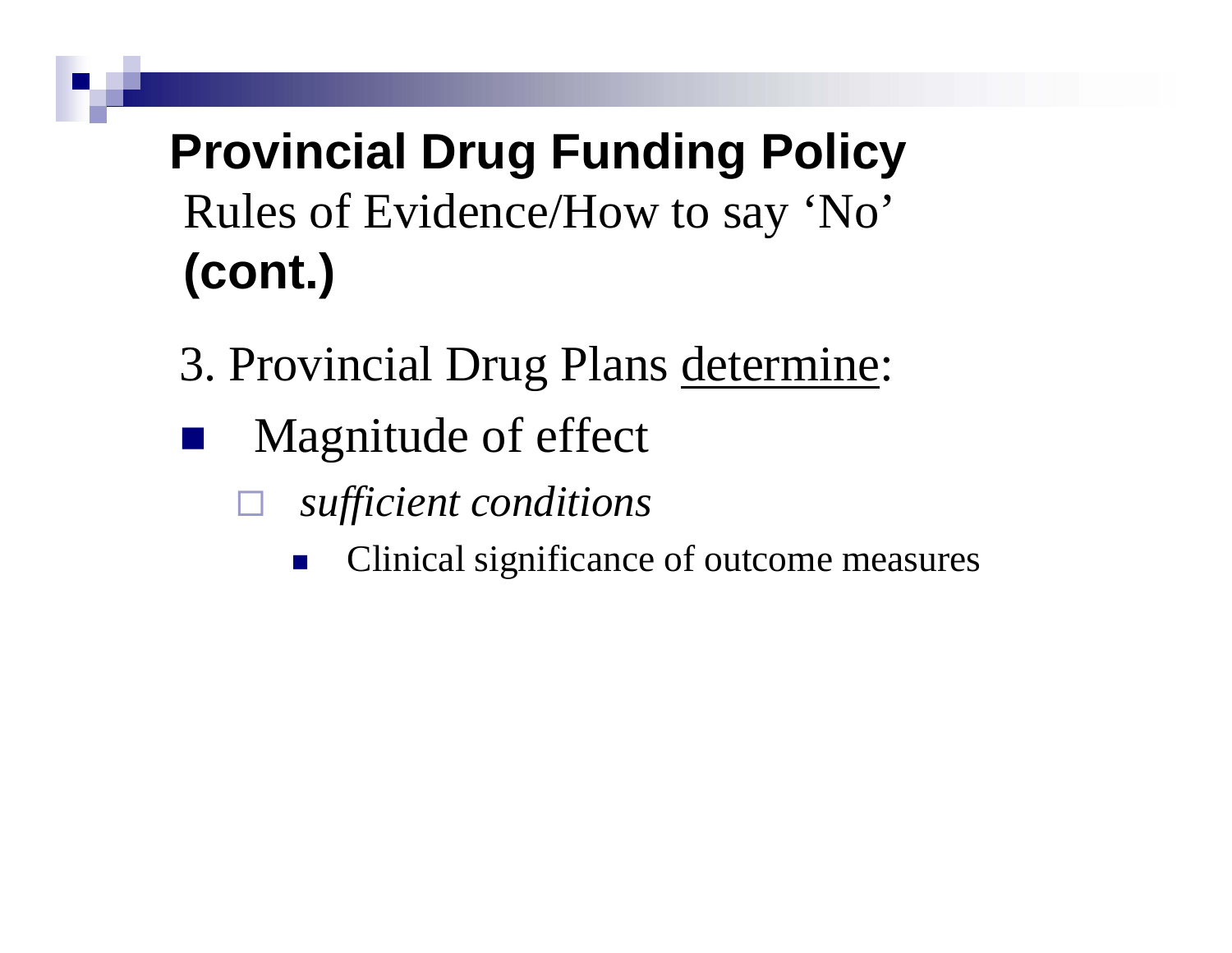## **Provincial Drug Funding Policy**

Rules of Evidence/How to say ‘No’ **(cont.)**

3. Provincial Drug Plans <u>determine</u>:

- Magnitude of effect
  - *sufficient conditions*
    - Clinical significance of outcome measures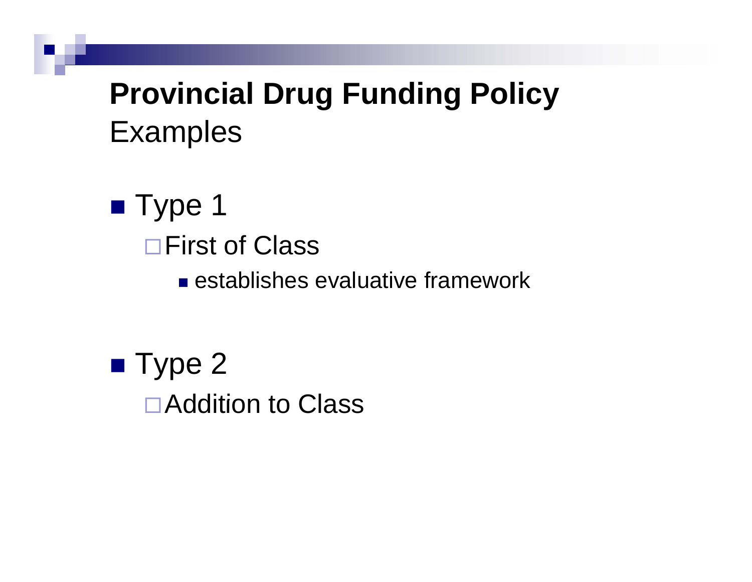# Provincial Drug Funding Policy
Examples

- Type 1
  - First of Class
    - establishes evaluative framework

- Type 2
  - Addition to Class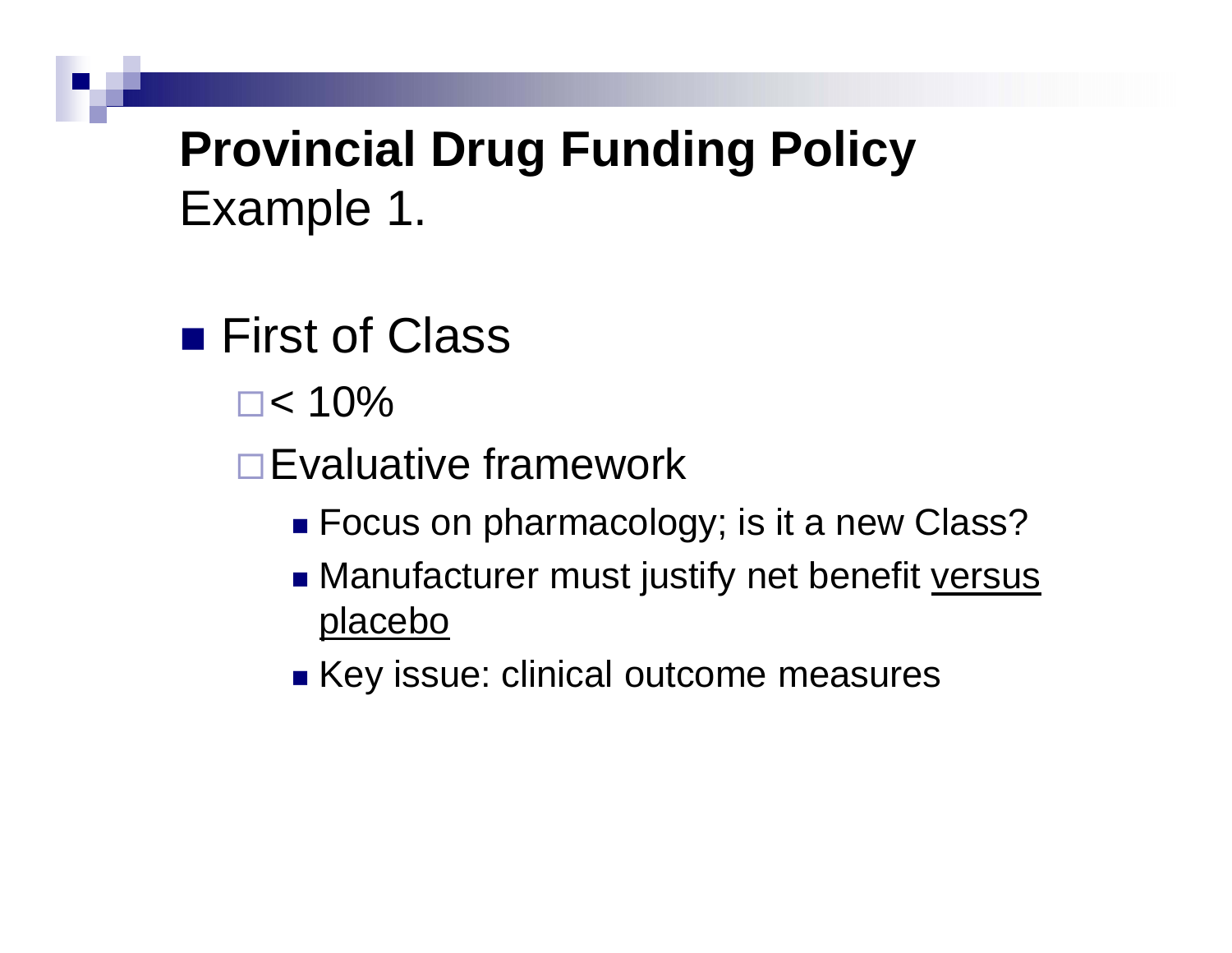# **Provincial Drug Funding Policy**
Example 1.

- First of Class
  - < 10%
  - Evaluative framework
    - Focus on pharmacology; is it a new Class?
    - Manufacturer must justify net benefit <u>versus placebo</u>
    - Key issue: clinical outcome measures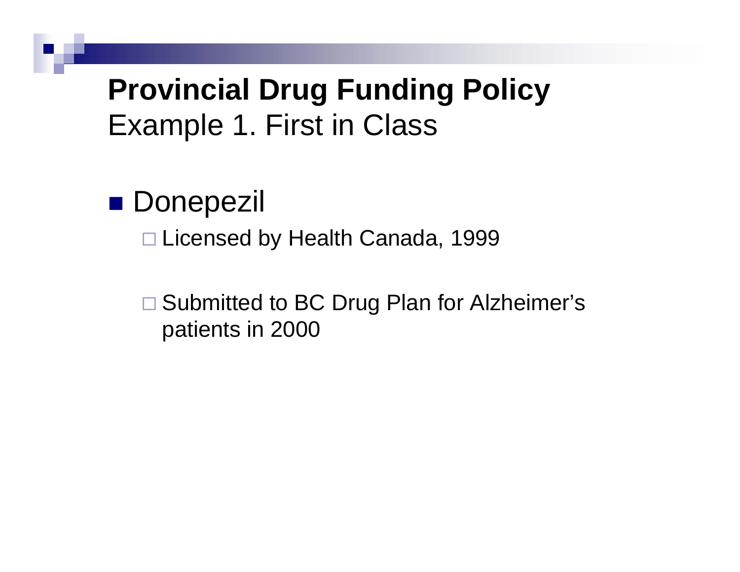# **Provincial Drug Funding Policy**

## Example 1. First in Class

- Donepezil
  - Licensed by Health Canada, 1999
  - Submitted to BC Drug Plan for Alzheimer's patients in 2000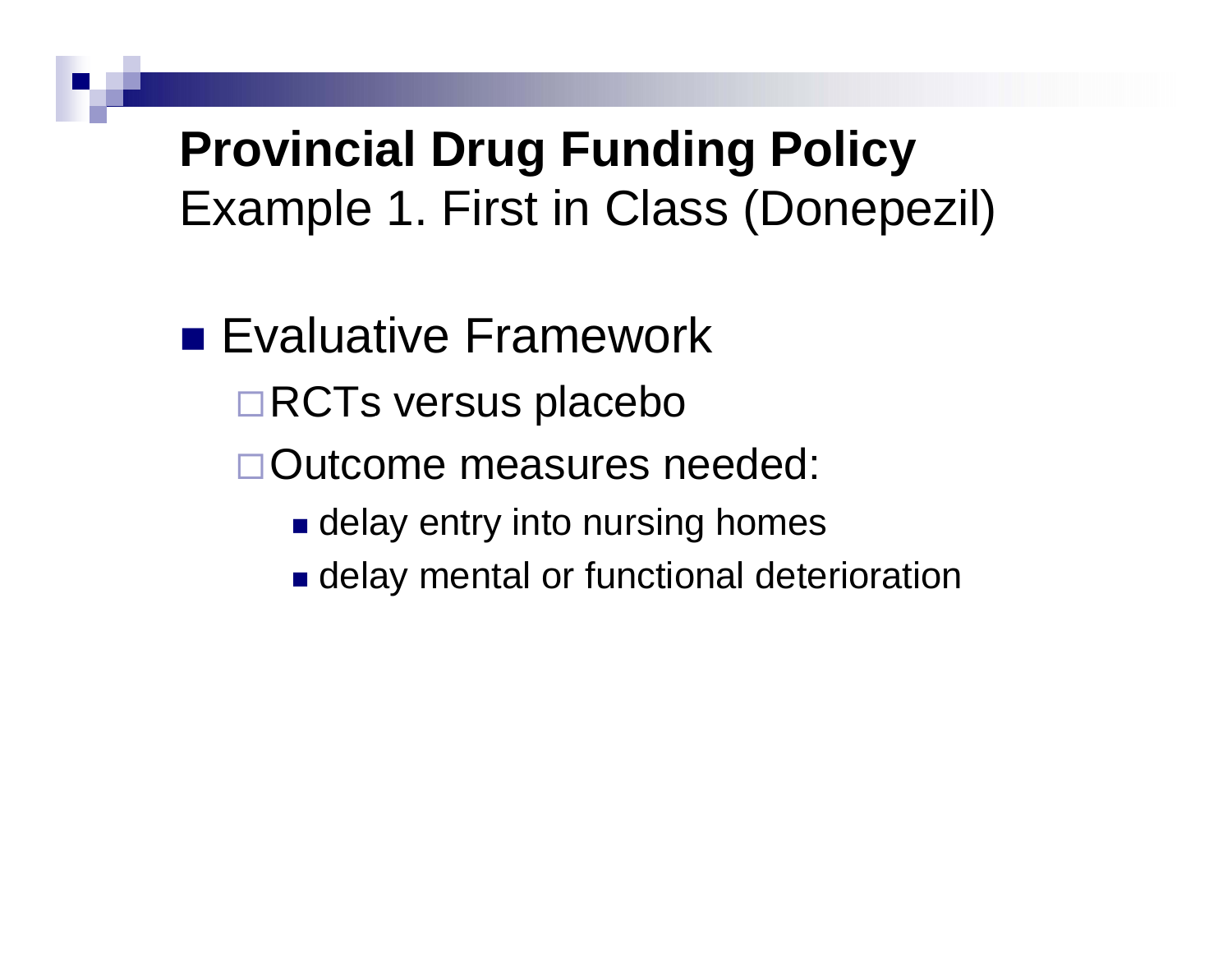# Provincial Drug Funding Policy

## Example 1. First in Class (Donepezil)

- Evaluative Framework
  - RCTs versus placebo
  - Outcome measures needed:
    - delay entry into nursing homes
    - delay mental or functional deterioration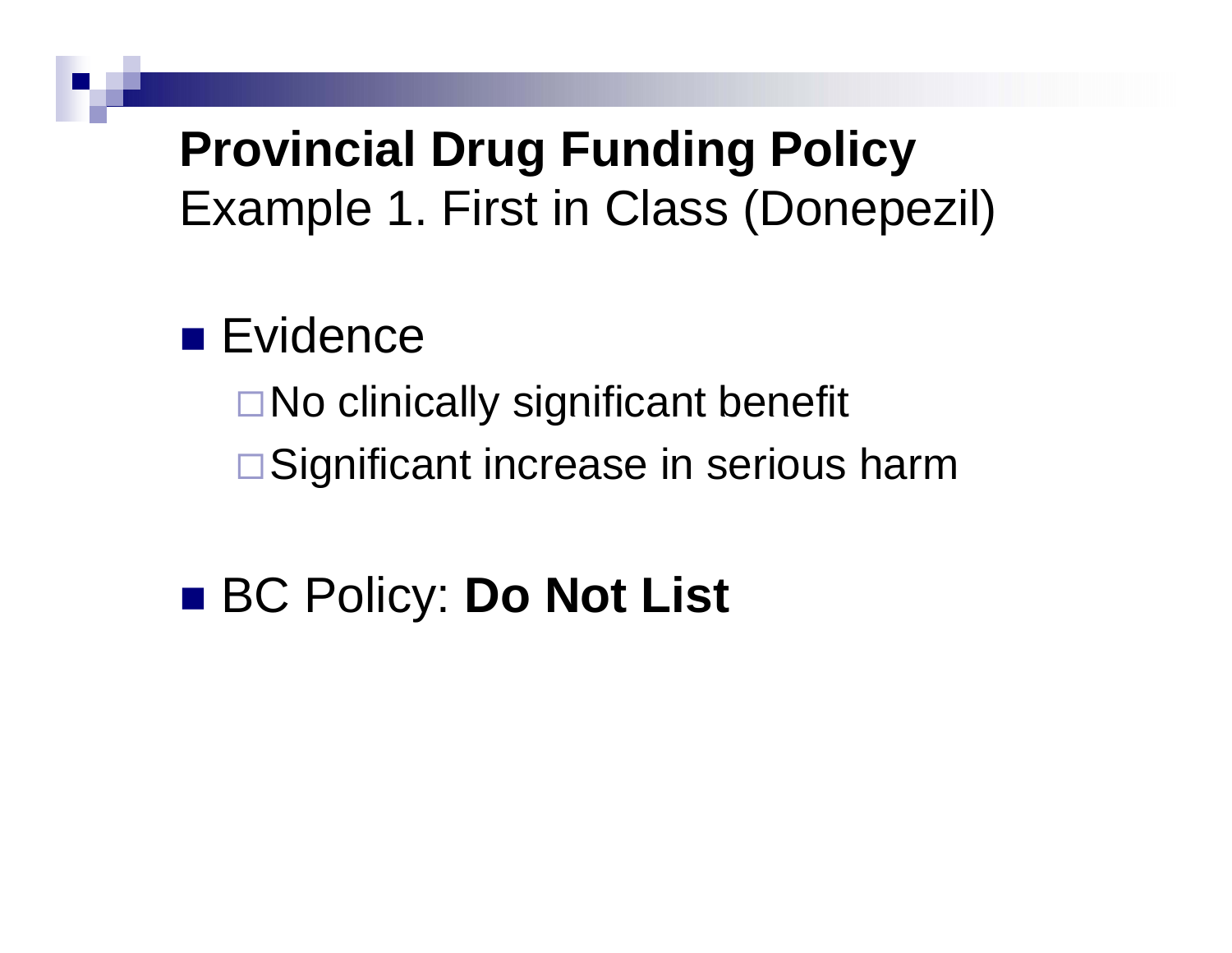## **Provincial Drug Funding Policy**
Example 1. First in Class (Donepezil)

- Evidence
  - No clinically significant benefit
  - Significant increase in serious harm

- BC Policy: **Do Not List**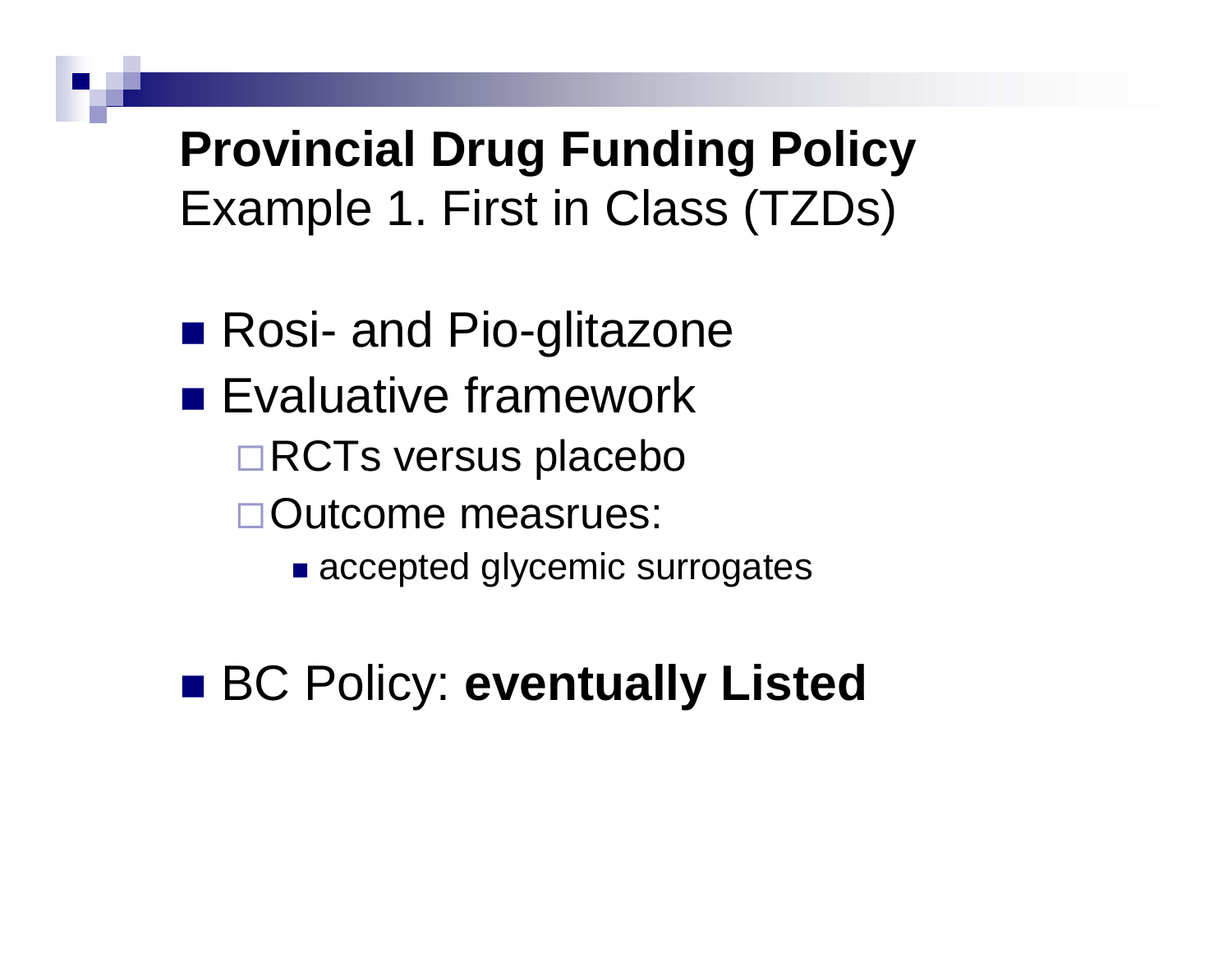## **Provincial Drug Funding Policy**
Example 1. First in Class (TZDs)

- Rosi- and Pio-glitazone
- Evaluative framework
  - RCTs versus placebo
  - Outcome measrues:
    - accepted glycemic surrogates
- BC Policy: **eventually Listed**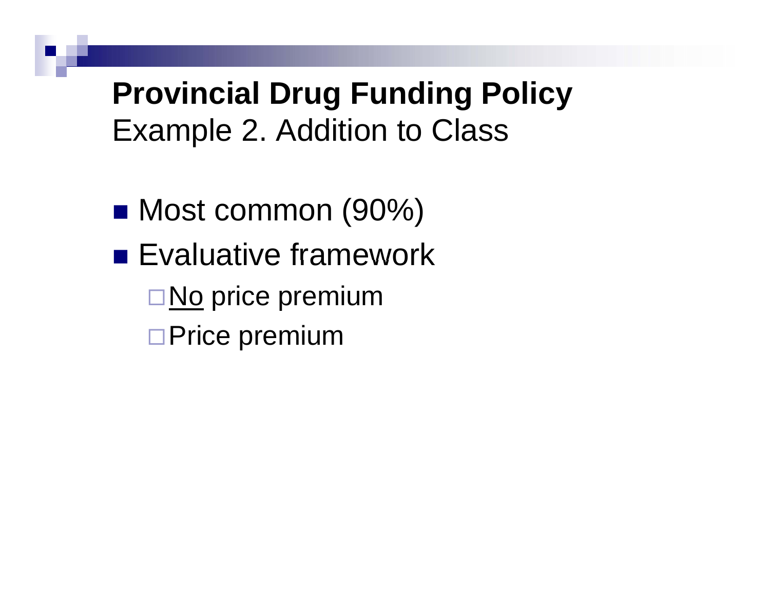# **Provincial Drug Funding Policy**

Example 2. Addition to Class

- Most common (90%)
- Evaluative framework
  - <u>No</u> price premium
  - Price premium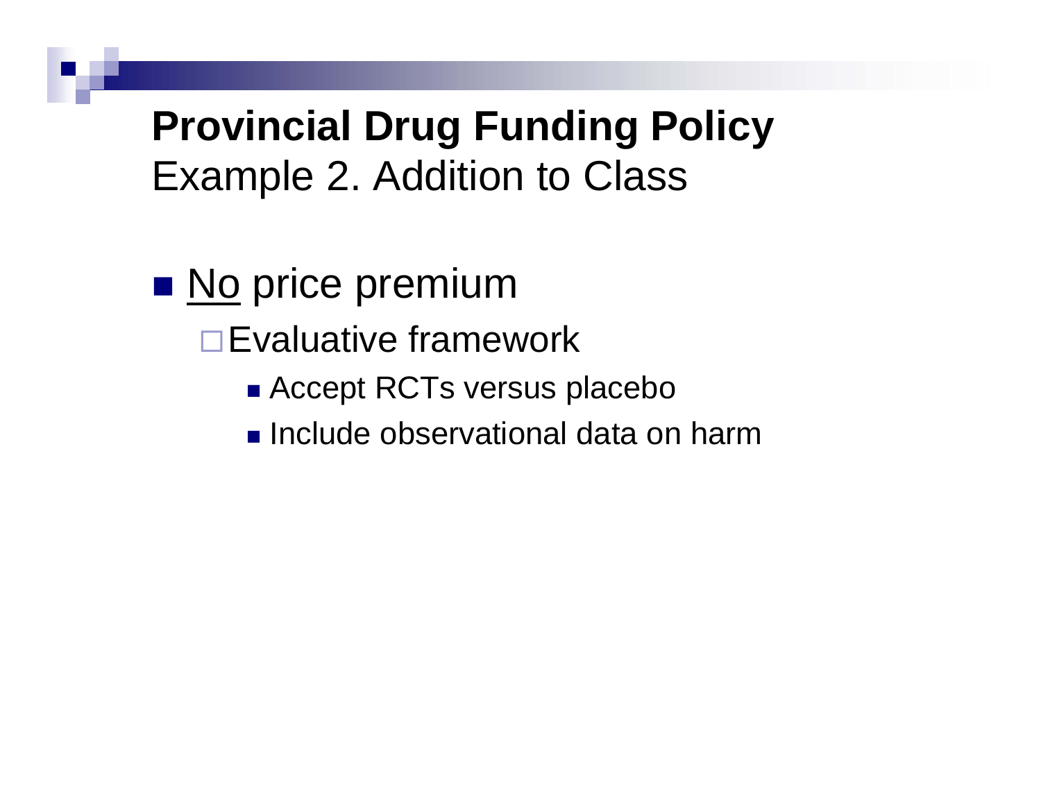# **Provincial Drug Funding Policy**
Example 2. Addition to Class

- <u>No</u> price premium
  - Evaluative framework
    - Accept RCTs versus placebo
    - Include observational data on harm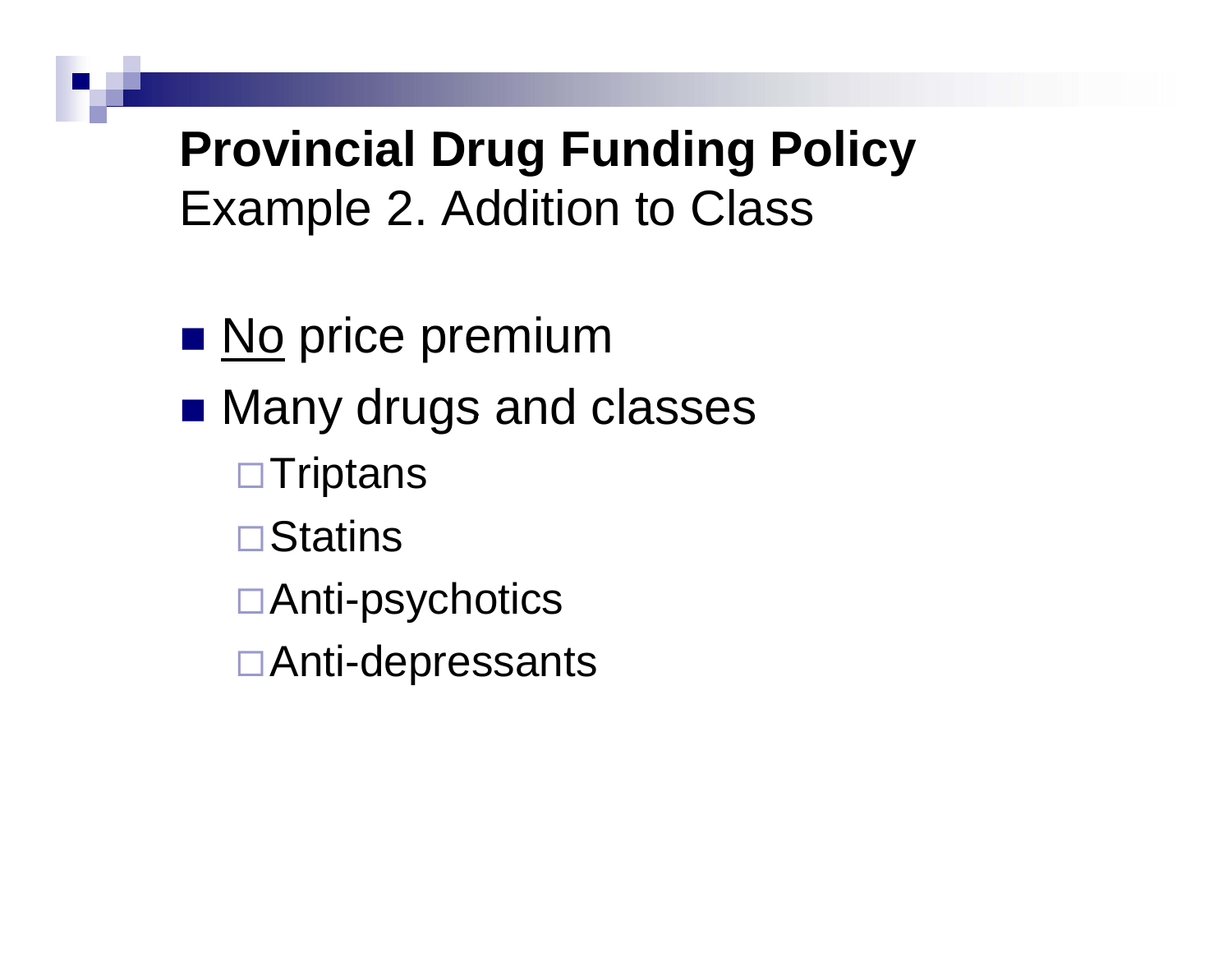# Provincial Drug Funding Policy

## Example 2. Addition to Class

- <u>No</u> price premium
- Many drugs and classes
  - Triptans
  - Statins
  - Anti-psychotics
  - Anti-depressants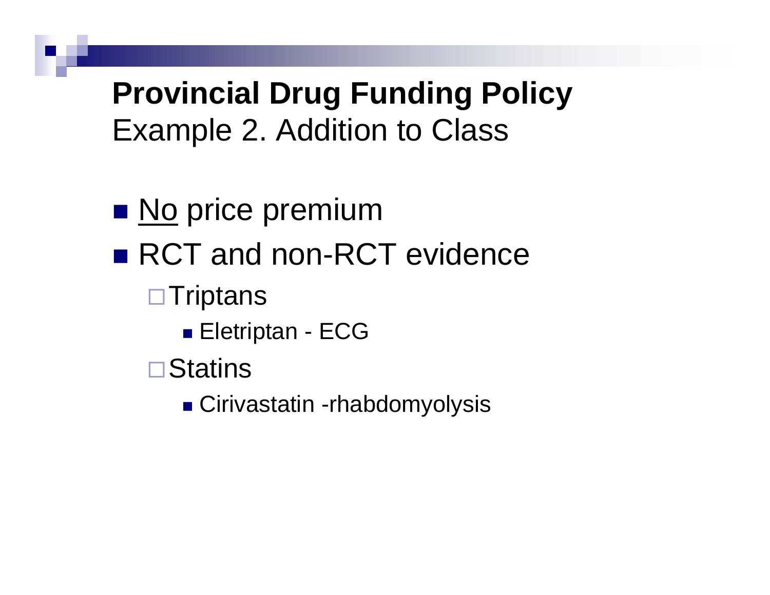# Provincial Drug Funding Policy

Example 2. Addition to Class

- <u>No</u> price premium
- RCT and non-RCT evidence
  - Triptans
    - Eletriptan - ECG
  - Statins
    - Cirivastatin -rhabdomyolysis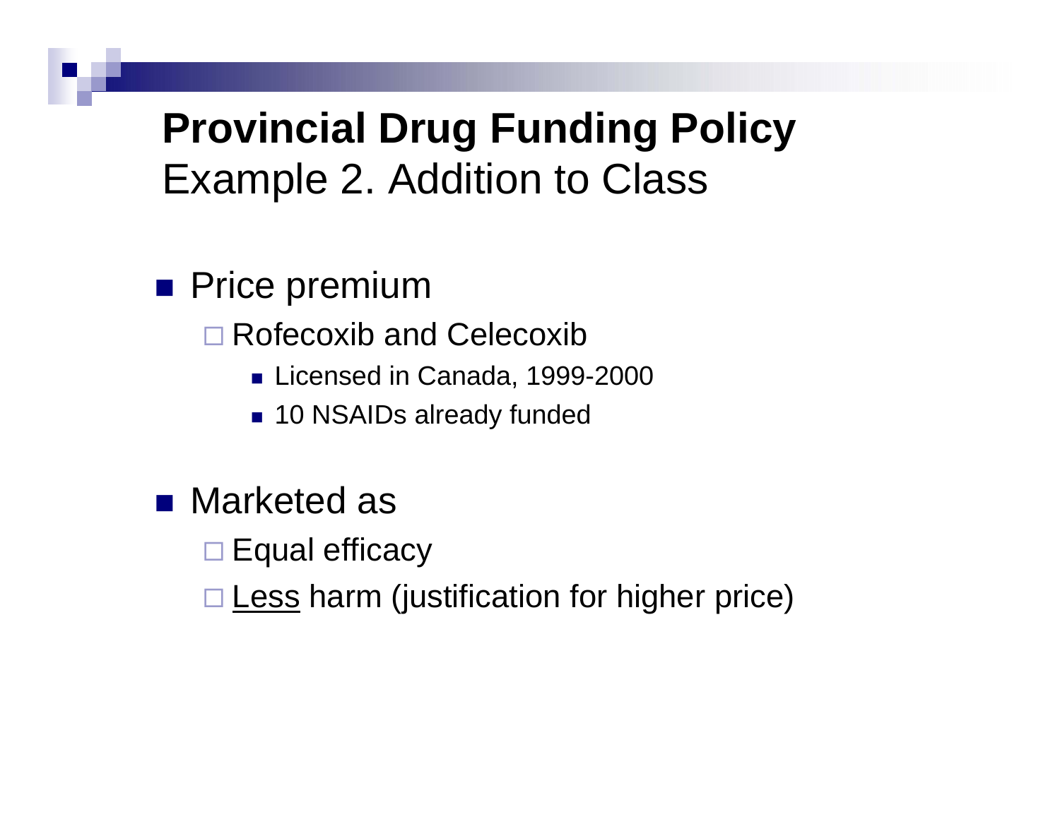# Provincial Drug Funding Policy

## Example 2. Addition to Class

- Price premium
  - Rofecoxib and Celecoxib
    - Licensed in Canada, 1999-2000
    - 10 NSAIDs already funded

- Marketed as
  - Equal efficacy
  - <u>Less</u> harm (justification for higher price)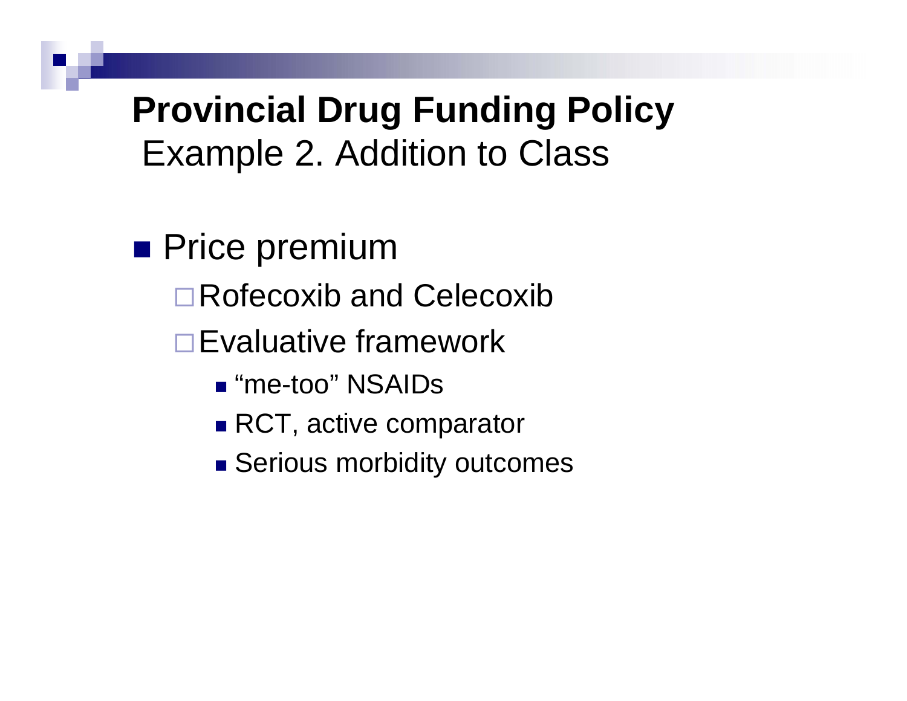# Provincial Drug Funding Policy

## Example 2. Addition to Class

- Price premium
  - Rofecoxib and Celecoxib
  - Evaluative framework
    - “me-too” NSAIDs
    - RCT, active comparator
    - Serious morbidity outcomes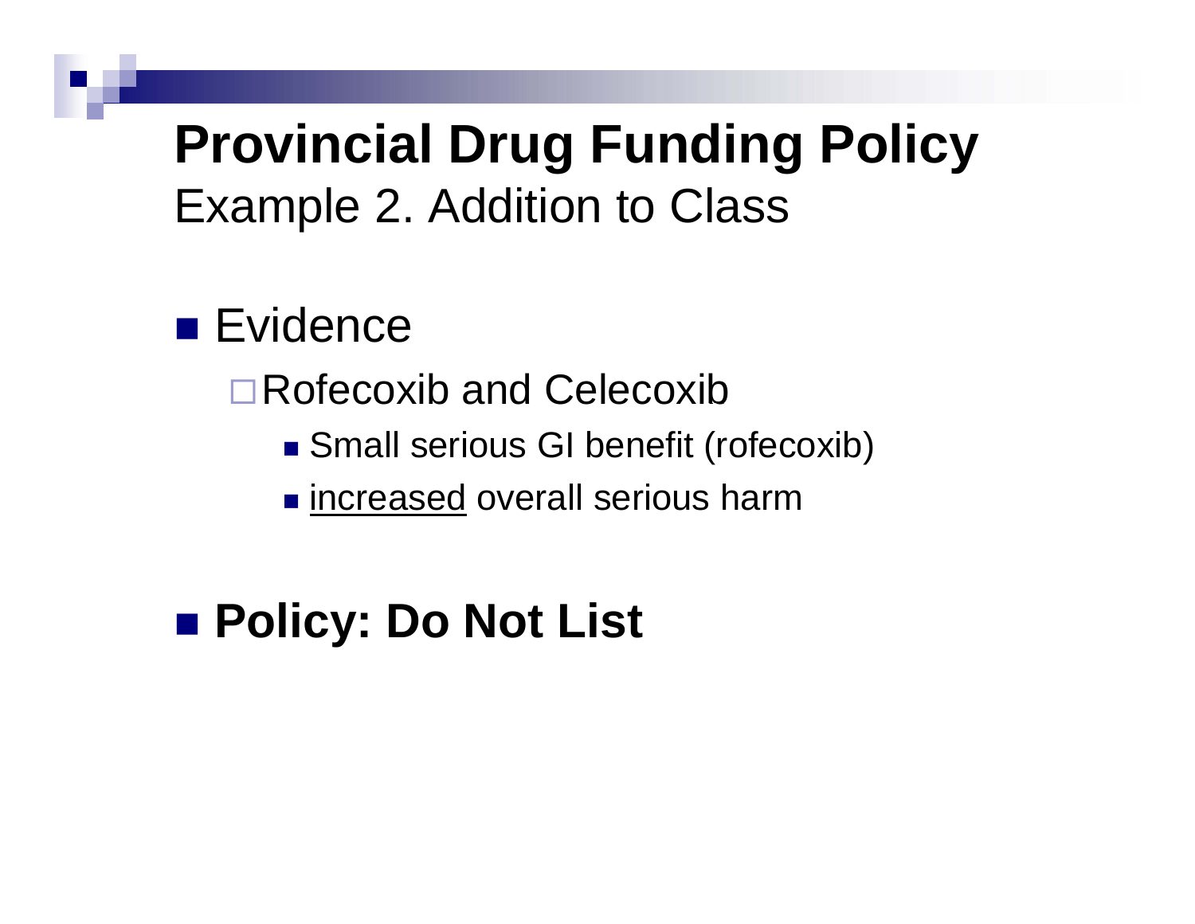# Provincial Drug Funding Policy

## Example 2. Addition to Class

- Evidence
  - Rofecoxib and Celecoxib
    - Small serious GI benefit (rofecoxib)
    - <u>increased</u> overall serious harm

- **Policy: Do Not List**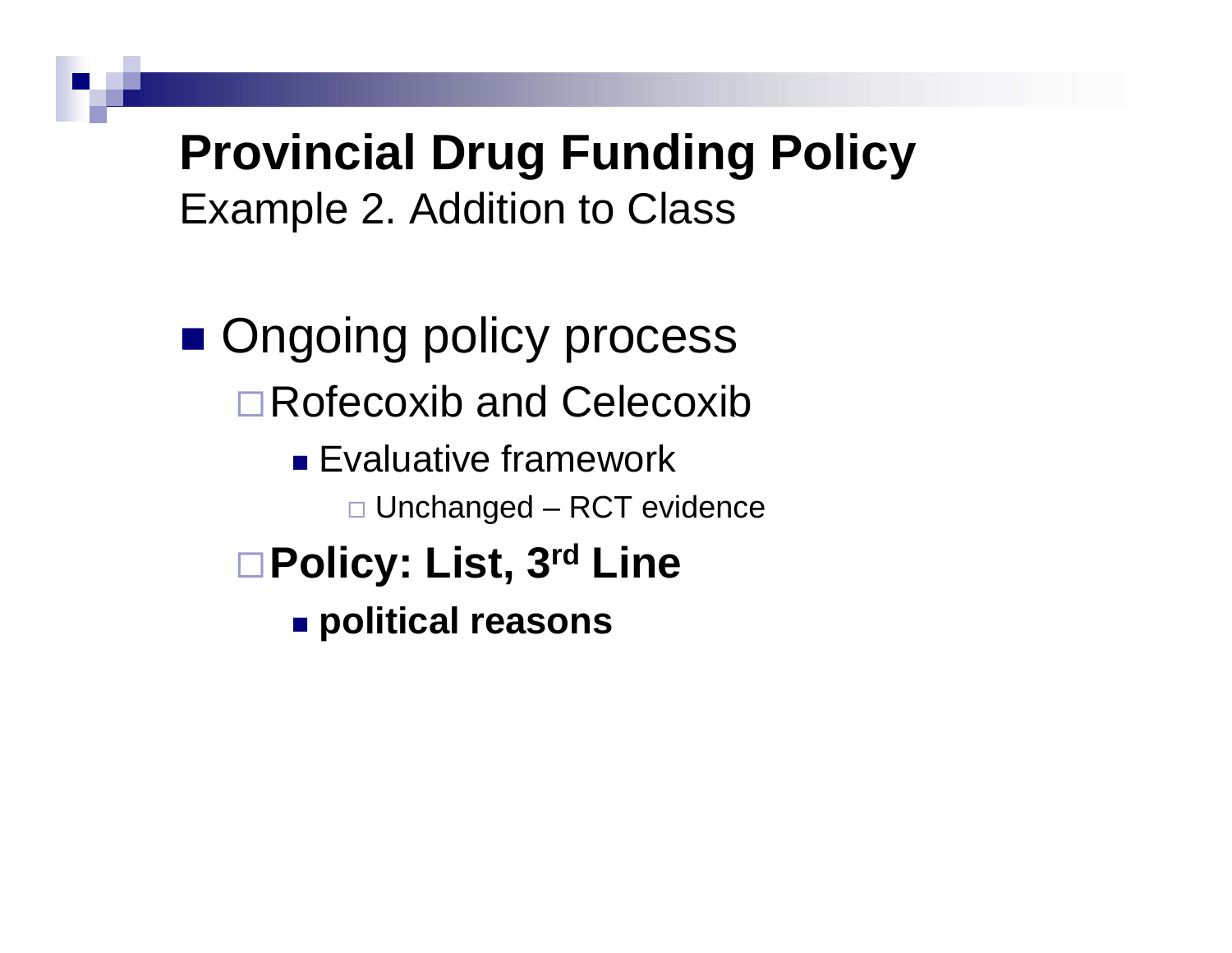# Provincial Drug Funding Policy

Example 2. Addition to Class

- Ongoing policy process
  - Rofecoxib and Celecoxib
    - Evaluative framework
      - Unchanged – RCT evidence
  - **Policy: List, 3rd Line**
    - **political reasons**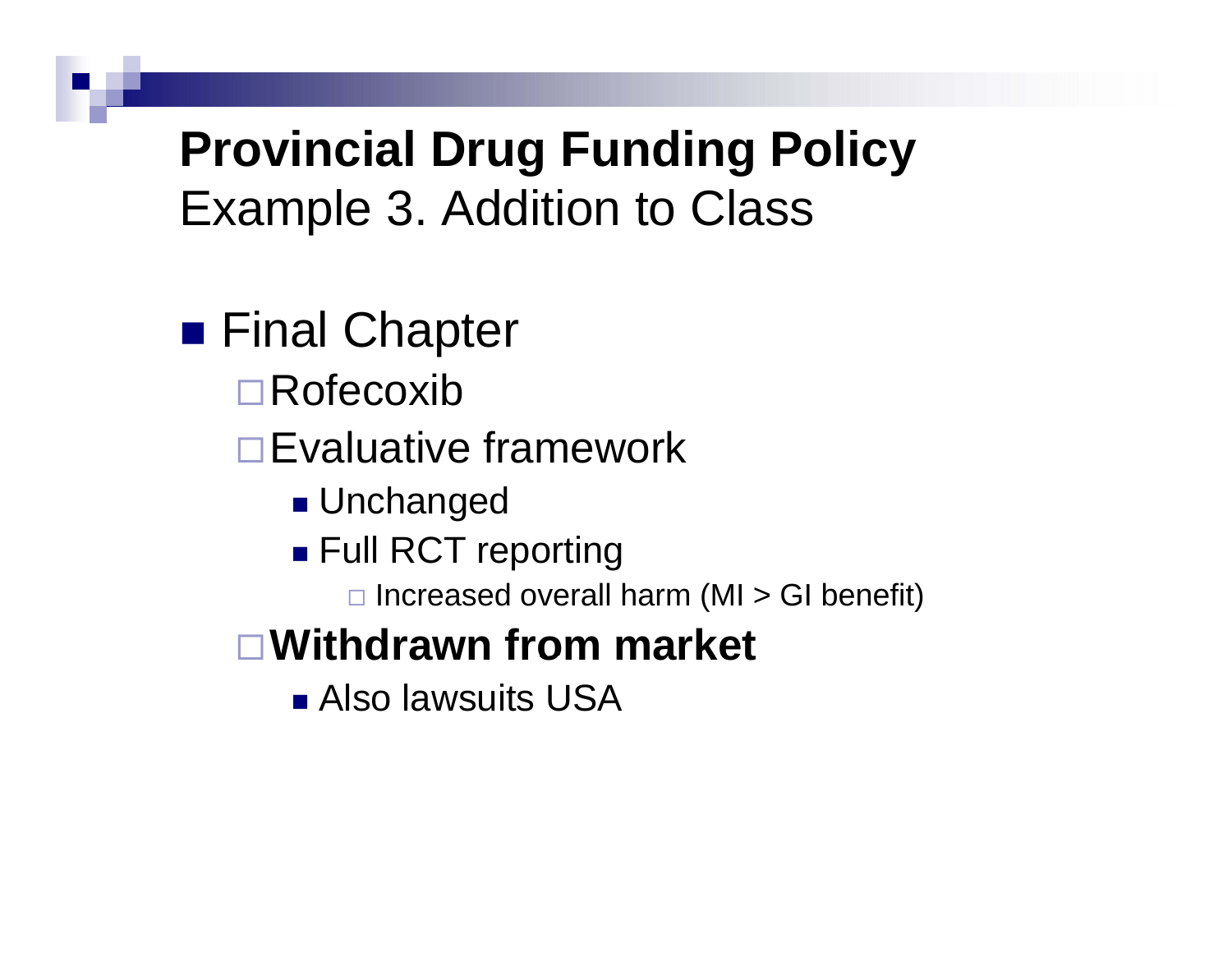# Provincial Drug Funding Policy
## Example 3. Addition to Class

- Final Chapter
  - Rofecoxib
  - Evaluative framework
    - Unchanged
    - Full RCT reporting
      - Increased overall harm (MI > GI benefit)
  - **Withdrawn from market**
    - Also lawsuits USA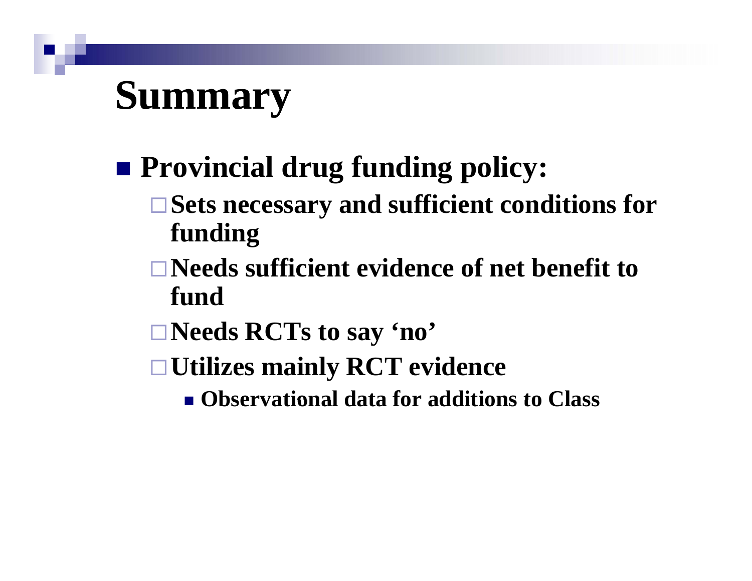# Summary

- **Provincial drug funding policy:**
  - **Sets necessary and sufficient conditions for funding**
  - **Needs sufficient evidence of net benefit to fund**
  - **Needs RCTs to say 'no'**
  - **Utilizes mainly RCT evidence**
    - **Observational data for additions to Class**